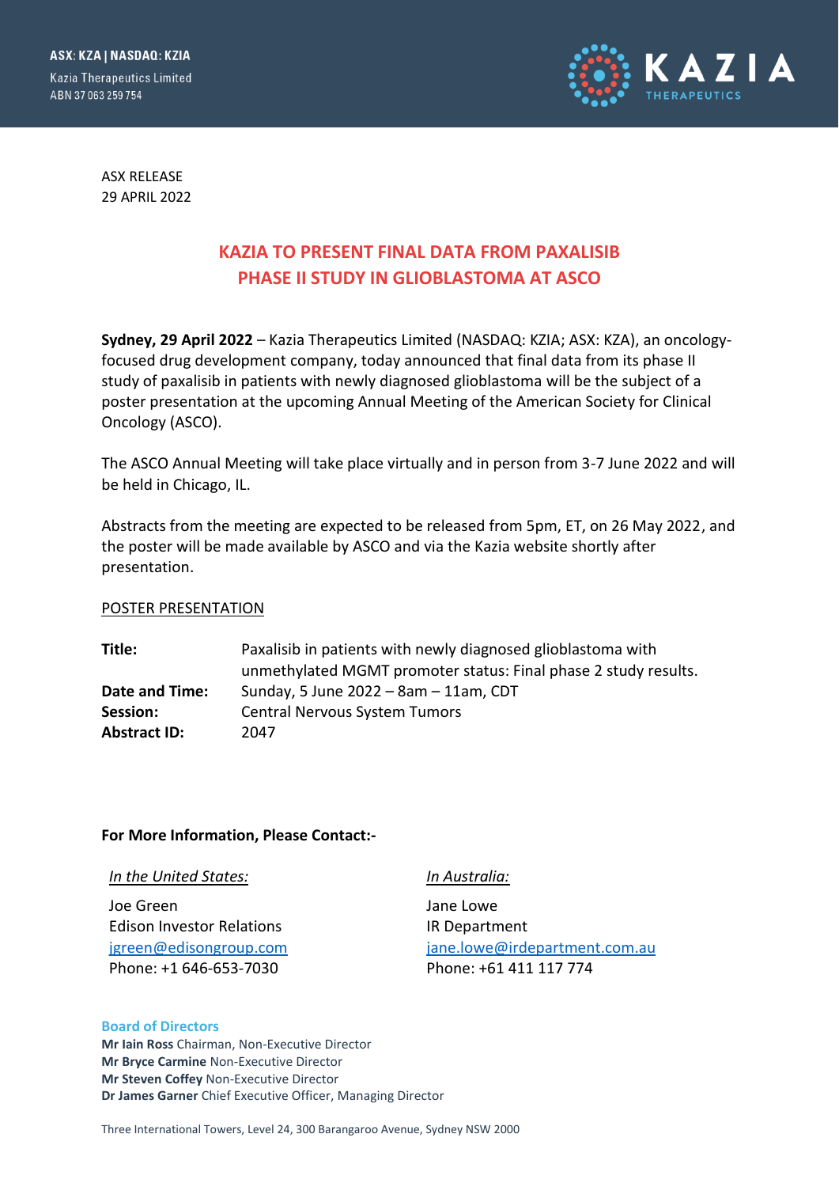ASX: KZA | NASDAQ: KZIA
Kazia Therapeutics Limited
ABN 37 063 259 754

ASX RELEASE
29 APRIL 2022

# KAZIA TO PRESENT FINAL DATA FROM PAXALISIB PHASE II STUDY IN GLIOBLASTOMA AT ASCO

**Sydney, 29 April 2022** – Kazia Therapeutics Limited (NASDAQ: KZIA; ASX: KZA), an oncology-focused drug development company, today announced that final data from its phase II study of paxalisib in patients with newly diagnosed glioblastoma will be the subject of a poster presentation at the upcoming Annual Meeting of the American Society for Clinical Oncology (ASCO).

The ASCO Annual Meeting will take place virtually and in person from 3-7 June 2022 and will be held in Chicago, IL.

Abstracts from the meeting are expected to be released from 5pm, ET, on 26 May 2022, and the poster will be made available by ASCO and via the Kazia website shortly after presentation.

## POSTER PRESENTATION

| | |
|---|---|
| **Title:** | Paxalisib in patients with newly diagnosed glioblastoma with unmethylated MGMT promoter status: Final phase 2 study results. |
| **Date and Time:** | Sunday, 5 June 2022 – 8am – 11am, CDT |
| **Session:** | Central Nervous System Tumors |
| **Abstract ID:** | 2047 |

**For More Information, Please Contact:-**

*In the United States:*

Joe Green
Edison Investor Relations
jgreen@edisongroup.com
Phone: +1 646-653-7030

*In Australia:*

Jane Lowe
IR Department
jane.lowe@irdepartment.com.au
Phone: +61 411 117 774

**Board of Directors**
**Mr Iain Ross** Chairman, Non-Executive Director
**Mr Bryce Carmine** Non-Executive Director
**Mr Steven Coffey** Non-Executive Director
**Dr James Garner** Chief Executive Officer, Managing Director

Three International Towers, Level 24, 300 Barangaroo Avenue, Sydney NSW 2000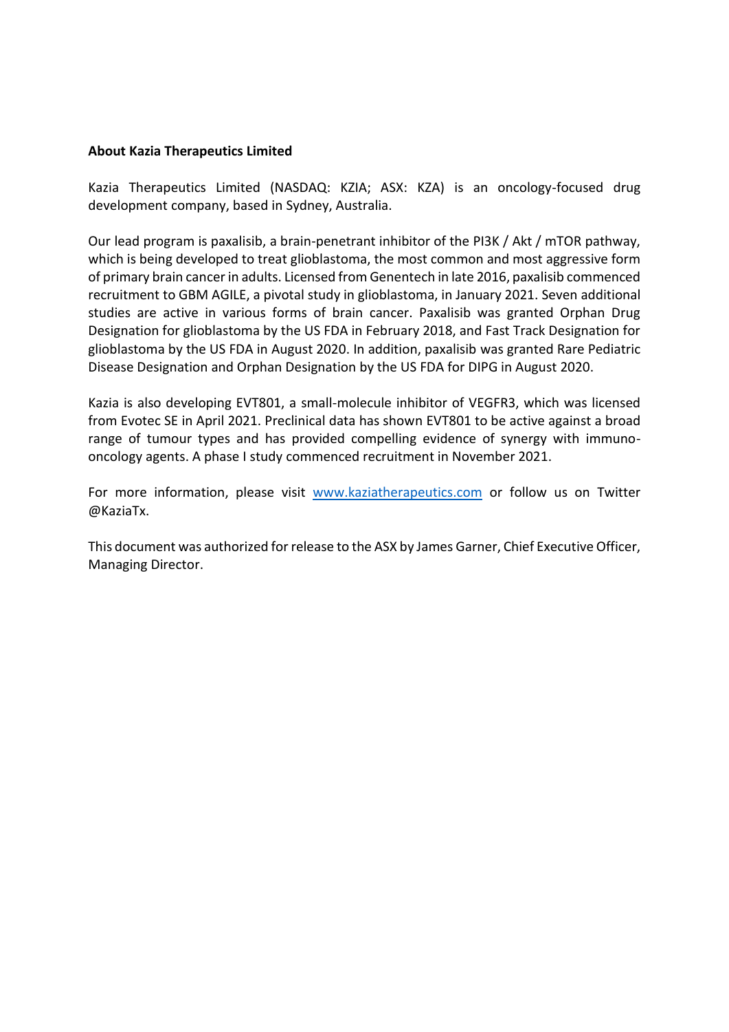**About Kazia Therapeutics Limited**

Kazia Therapeutics Limited (NASDAQ: KZIA; ASX: KZA) is an oncology-focused drug development company, based in Sydney, Australia.

Our lead program is paxalisib, a brain-penetrant inhibitor of the PI3K / Akt / mTOR pathway, which is being developed to treat glioblastoma, the most common and most aggressive form of primary brain cancer in adults. Licensed from Genentech in late 2016, paxalisib commenced recruitment to GBM AGILE, a pivotal study in glioblastoma, in January 2021. Seven additional studies are active in various forms of brain cancer. Paxalisib was granted Orphan Drug Designation for glioblastoma by the US FDA in February 2018, and Fast Track Designation for glioblastoma by the US FDA in August 2020. In addition, paxalisib was granted Rare Pediatric Disease Designation and Orphan Designation by the US FDA for DIPG in August 2020.

Kazia is also developing EVT801, a small-molecule inhibitor of VEGFR3, which was licensed from Evotec SE in April 2021. Preclinical data has shown EVT801 to be active against a broad range of tumour types and has provided compelling evidence of synergy with immuno-oncology agents. A phase I study commenced recruitment in November 2021.

For more information, please visit [www.kaziatherapeutics.com](http://www.kaziatherapeutics.com) or follow us on Twitter @KaziaTx.

This document was authorized for release to the ASX by James Garner, Chief Executive Officer, Managing Director.